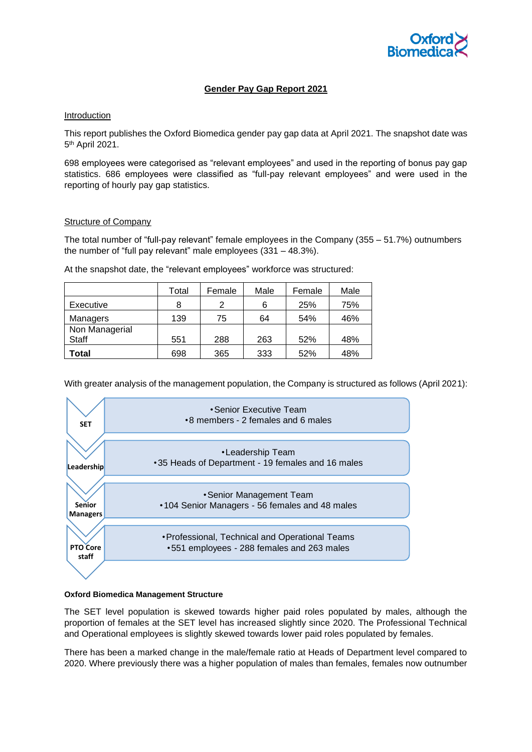# Gender Pay Gap Report 2021

## Introduction

This report publishes the Oxford Biomedica gender pay gap data at April 2021. The snapshot date was 5th April 2021.

698 employees were categorised as "relevant employees" and used in the reporting of bonus pay gap statistics. 686 employees were classified as "full-pay relevant employees" and were used in the reporting of hourly pay gap statistics.

## Structure of Company

The total number of "full-pay relevant" female employees in the Company (355 – 51.7%) outnumbers the number of "full pay relevant" male employees (331 – 48.3%).

At the snapshot date, the "relevant employees" workforce was structured:

| | Total | Female | Male | Female | Male |
|---|---|---|---|---|---|
| Executive | 8 | 2 | 6 | 25% | 75% |
| Managers | 139 | 75 | 64 | 54% | 46% |
| Non Managerial Staff | 551 | 288 | 263 | 52% | 48% |
| **Total** | 698 | 365 | 333 | 52% | 48% |

With greater analysis of the management population, the Company is structured as follows (April 2021):

- **SET**
  - Senior Executive Team
  - 8 members - 2 females and 6 males
- **Leadership**
  - Leadership Team
  - 35 Heads of Department - 19 females and 16 males
- **Senior Managers**
  - Senior Management Team
  - 104 Senior Managers - 56 females and 48 males
- **PTO Core staff**
  - Professional, Technical and Operational Teams
  - 551 employees - 288 females and 263 males

**Oxford Biomedica Management Structure**

The SET level population is skewed towards higher paid roles populated by males, although the proportion of females at the SET level has increased slightly since 2020. The Professional Technical and Operational employees is slightly skewed towards lower paid roles populated by females.

There has been a marked change in the male/female ratio at Heads of Department level compared to 2020. Where previously there was a higher population of males than females, females now outnumber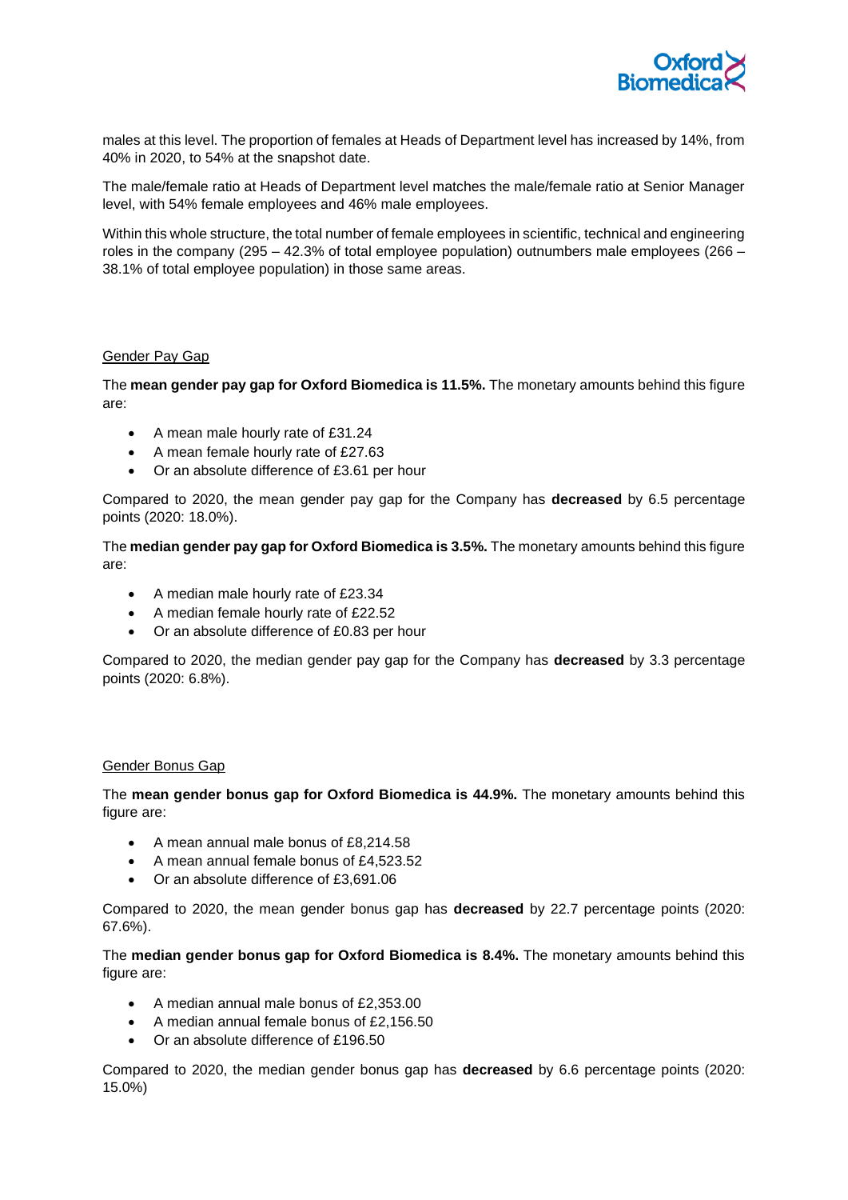males at this level. The proportion of females at Heads of Department level has increased by 14%, from 40% in 2020, to 54% at the snapshot date.

The male/female ratio at Heads of Department level matches the male/female ratio at Senior Manager level, with 54% female employees and 46% male employees.

Within this whole structure, the total number of female employees in scientific, technical and engineering roles in the company (295 – 42.3% of total employee population) outnumbers male employees (266 – 38.1% of total employee population) in those same areas.

## Gender Pay Gap

The **mean gender pay gap for Oxford Biomedica is 11.5%.** The monetary amounts behind this figure are:

- A mean male hourly rate of £31.24
- A mean female hourly rate of £27.63
- Or an absolute difference of £3.61 per hour

Compared to 2020, the mean gender pay gap for the Company has **decreased** by 6.5 percentage points (2020: 18.0%).

The **median gender pay gap for Oxford Biomedica is 3.5%.** The monetary amounts behind this figure are:

- A median male hourly rate of £23.34
- A median female hourly rate of £22.52
- Or an absolute difference of £0.83 per hour

Compared to 2020, the median gender pay gap for the Company has **decreased** by 3.3 percentage points (2020: 6.8%).

## Gender Bonus Gap

The **mean gender bonus gap for Oxford Biomedica is 44.9%.** The monetary amounts behind this figure are:

- A mean annual male bonus of £8,214.58
- A mean annual female bonus of £4,523.52
- Or an absolute difference of £3,691.06

Compared to 2020, the mean gender bonus gap has **decreased** by 22.7 percentage points (2020: 67.6%).

The **median gender bonus gap for Oxford Biomedica is 8.4%.** The monetary amounts behind this figure are:

- A median annual male bonus of £2,353.00
- A median annual female bonus of £2,156.50
- Or an absolute difference of £196.50

Compared to 2020, the median gender bonus gap has **decreased** by 6.6 percentage points (2020: 15.0%)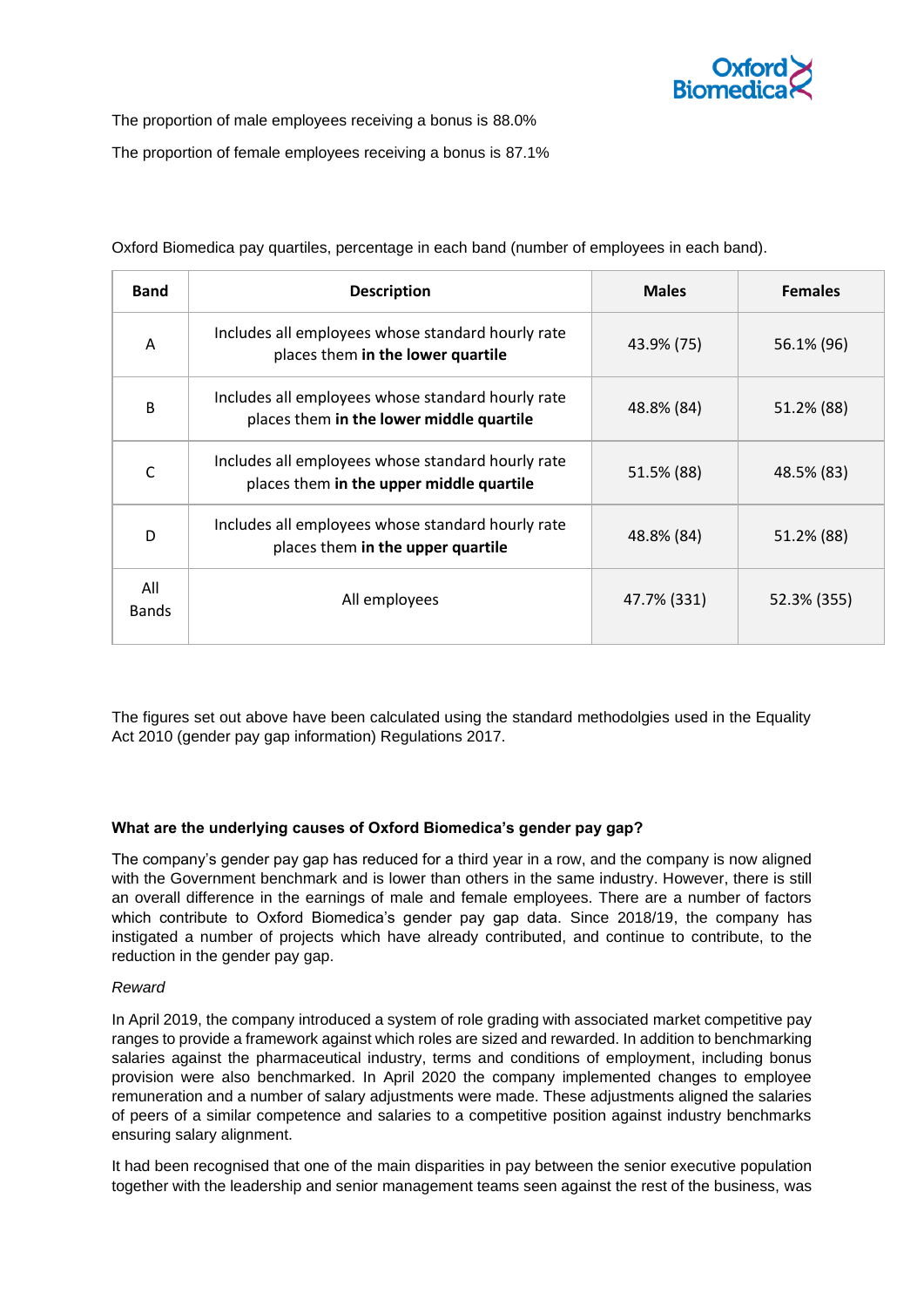The proportion of male employees receiving a bonus is 88.0%

The proportion of female employees receiving a bonus is 87.1%

Oxford Biomedica pay quartiles, percentage in each band (number of employees in each band).

| Band | Description | Males | Females |
|---|---|---|---|
| A | Includes all employees whose standard hourly rate places them **in the lower quartile** | 43.9% (75) | 56.1% (96) |
| B | Includes all employees whose standard hourly rate places them **in the lower middle quartile** | 48.8% (84) | 51.2% (88) |
| C | Includes all employees whose standard hourly rate places them **in the upper middle quartile** | 51.5% (88) | 48.5% (83) |
| D | Includes all employees whose standard hourly rate places them **in the upper quartile** | 48.8% (84) | 51.2% (88) |
| All Bands | All employees | 47.7% (331) | 52.3% (355) |

The figures set out above have been calculated using the standard methodolgies used in the Equality Act 2010 (gender pay gap information) Regulations 2017.

**What are the underlying causes of Oxford Biomedica's gender pay gap?**

The company's gender pay gap has reduced for a third year in a row, and the company is now aligned with the Government benchmark and is lower than others in the same industry. However, there is still an overall difference in the earnings of male and female employees. There are a number of factors which contribute to Oxford Biomedica's gender pay gap data. Since 2018/19, the company has instigated a number of projects which have already contributed, and continue to contribute, to the reduction in the gender pay gap.

*Reward*

In April 2019, the company introduced a system of role grading with associated market competitive pay ranges to provide a framework against which roles are sized and rewarded. In addition to benchmarking salaries against the pharmaceutical industry, terms and conditions of employment, including bonus provision were also benchmarked. In April 2020 the company implemented changes to employee remuneration and a number of salary adjustments were made. These adjustments aligned the salaries of peers of a similar competence and salaries to a competitive position against industry benchmarks ensuring salary alignment.

It had been recognised that one of the main disparities in pay between the senior executive population together with the leadership and senior management teams seen against the rest of the business, was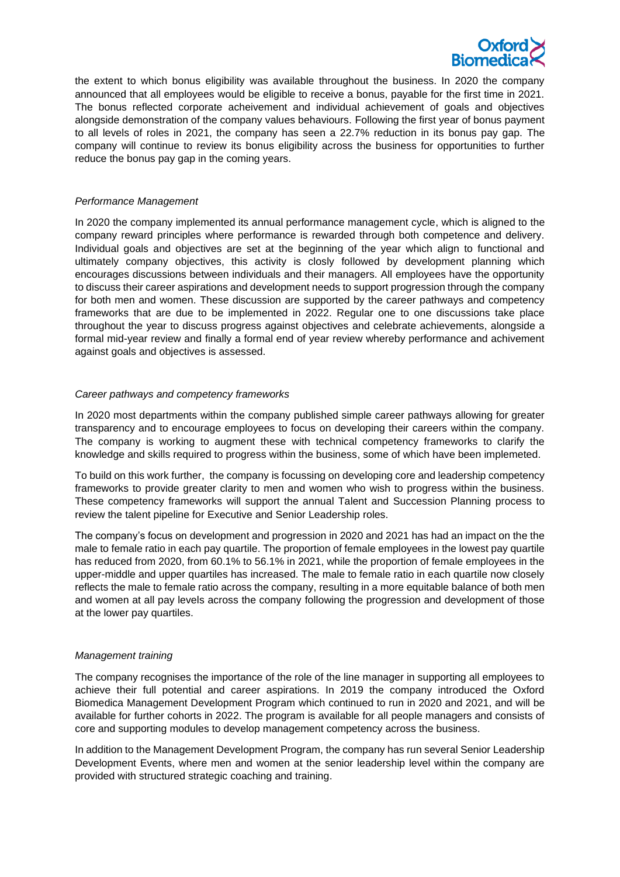the extent to which bonus eligibility was available throughout the business. In 2020 the company announced that all employees would be eligible to receive a bonus, payable for the first time in 2021. The bonus reflected corporate acheivement and individual achievement of goals and objectives alongside demonstration of the company values behaviours. Following the first year of bonus payment to all levels of roles in 2021, the company has seen a 22.7% reduction in its bonus pay gap. The company will continue to review its bonus eligibility across the business for opportunities to further reduce the bonus pay gap in the coming years.

*Performance Management*

In 2020 the company implemented its annual performance management cycle, which is aligned to the company reward principles where performance is rewarded through both competence and delivery. Individual goals and objectives are set at the beginning of the year which align to functional and ultimately company objectives, this activity is closly followed by development planning which encourages discussions between individuals and their managers. All employees have the opportunity to discuss their career aspirations and development needs to support progression through the company for both men and women. These discussion are supported by the career pathways and competency frameworks that are due to be implemented in 2022. Regular one to one discussions take place throughout the year to discuss progress against objectives and celebrate achievements, alongside a formal mid-year review and finally a formal end of year review whereby performance and achivement against goals and objectives is assessed.

*Career pathways and competency frameworks*

In 2020 most departments within the company published simple career pathways allowing for greater transparency and to encourage employees to focus on developing their careers within the company. The company is working to augment these with technical competency frameworks to clarify the knowledge and skills required to progress within the business, some of which have been implemeted.

To build on this work further, the company is focussing on developing core and leadership competency frameworks to provide greater clarity to men and women who wish to progress within the business. These competency frameworks will support the annual Talent and Succession Planning process to review the talent pipeline for Executive and Senior Leadership roles.

The company's focus on development and progression in 2020 and 2021 has had an impact on the the male to female ratio in each pay quartile. The proportion of female employees in the lowest pay quartile has reduced from 2020, from 60.1% to 56.1% in 2021, while the proportion of female employees in the upper-middle and upper quartiles has increased. The male to female ratio in each quartile now closely reflects the male to female ratio across the company, resulting in a more equitable balance of both men and women at all pay levels across the company following the progression and development of those at the lower pay quartiles.

*Management training*

The company recognises the importance of the role of the line manager in supporting all employees to achieve their full potential and career aspirations. In 2019 the company introduced the Oxford Biomedica Management Development Program which continued to run in 2020 and 2021, and will be available for further cohorts in 2022. The program is available for all people managers and consists of core and supporting modules to develop management competency across the business.

In addition to the Management Development Program, the company has run several Senior Leadership Development Events, where men and women at the senior leadership level within the company are provided with structured strategic coaching and training.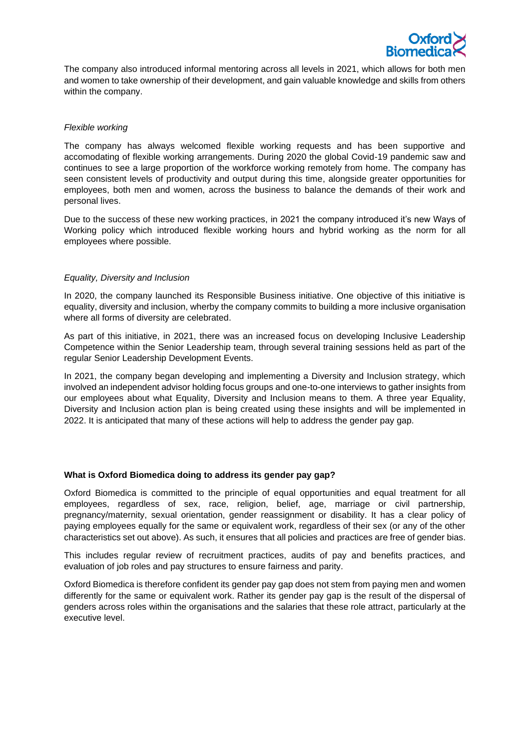The company also introduced informal mentoring across all levels in 2021, which allows for both men and women to take ownership of their development, and gain valuable knowledge and skills from others within the company.

*Flexible working*

The company has always welcomed flexible working requests and has been supportive and accomodating of flexible working arrangements. During 2020 the global Covid-19 pandemic saw and continues to see a large proportion of the workforce working remotely from home. The company has seen consistent levels of productivity and output during this time, alongside greater opportunities for employees, both men and women, across the business to balance the demands of their work and personal lives.

Due to the success of these new working practices, in 2021 the company introduced it's new Ways of Working policy which introduced flexible working hours and hybrid working as the norm for all employees where possible.

*Equality, Diversity and Inclusion*

In 2020, the company launched its Responsible Business initiative. One objective of this initiative is equality, diversity and inclusion, wherby the company commits to building a more inclusive organisation where all forms of diversity are celebrated.

As part of this initiative, in 2021, there was an increased focus on developing Inclusive Leadership Competence within the Senior Leadership team, through several training sessions held as part of the regular Senior Leadership Development Events.

In 2021, the company began developing and implementing a Diversity and Inclusion strategy, which involved an independent advisor holding focus groups and one-to-one interviews to gather insights from our employees about what Equality, Diversity and Inclusion means to them. A three year Equality, Diversity and Inclusion action plan is being created using these insights and will be implemented in 2022. It is anticipated that many of these actions will help to address the gender pay gap.

**What is Oxford Biomedica doing to address its gender pay gap?**

Oxford Biomedica is committed to the principle of equal opportunities and equal treatment for all employees, regardless of sex, race, religion, belief, age, marriage or civil partnership, pregnancy/maternity, sexual orientation, gender reassignment or disability. It has a clear policy of paying employees equally for the same or equivalent work, regardless of their sex (or any of the other characteristics set out above). As such, it ensures that all policies and practices are free of gender bias.

This includes regular review of recruitment practices, audits of pay and benefits practices, and evaluation of job roles and pay structures to ensure fairness and parity.

Oxford Biomedica is therefore confident its gender pay gap does not stem from paying men and women differently for the same or equivalent work. Rather its gender pay gap is the result of the dispersal of genders across roles within the organisations and the salaries that these role attract, particularly at the executive level.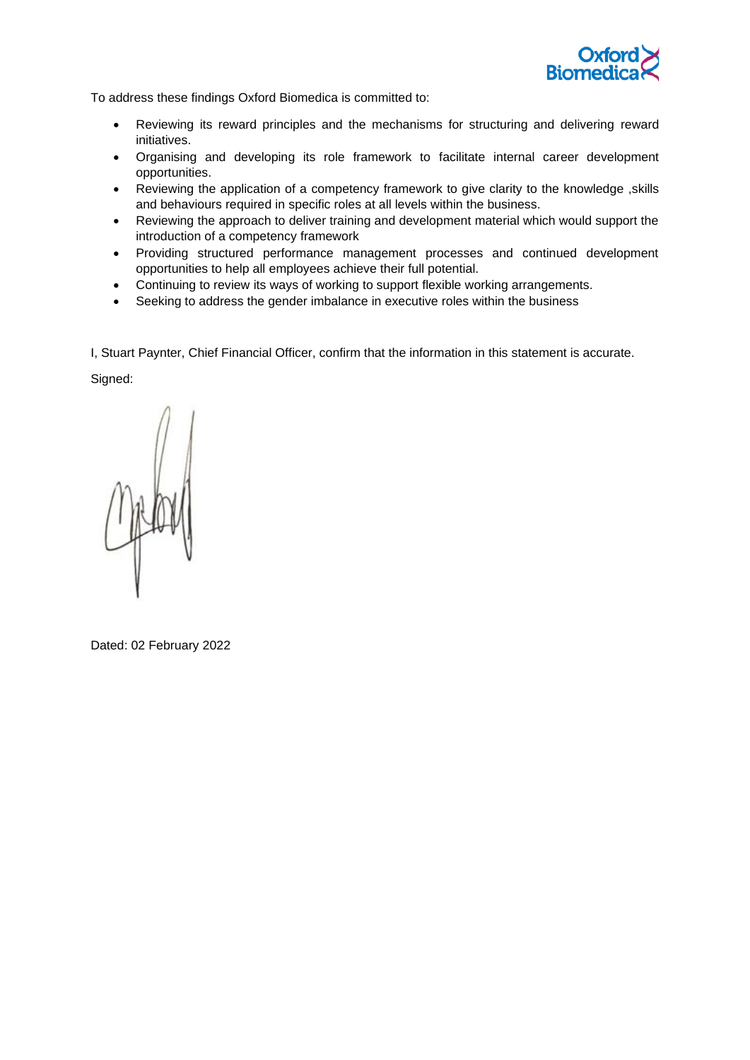To address these findings Oxford Biomedica is committed to:

- Reviewing its reward principles and the mechanisms for structuring and delivering reward initiatives.
- Organising and developing its role framework to facilitate internal career development opportunities.
- Reviewing the application of a competency framework to give clarity to the knowledge ,skills and behaviours required in specific roles at all levels within the business.
- Reviewing the approach to deliver training and development material which would support the introduction of a competency framework
- Providing structured performance management processes and continued development opportunities to help all employees achieve their full potential.
- Continuing to review its ways of working to support flexible working arrangements.
- Seeking to address the gender imbalance in executive roles within the business

I, Stuart Paynter, Chief Financial Officer, confirm that the information in this statement is accurate.

Signed:

Dated: 02 February 2022